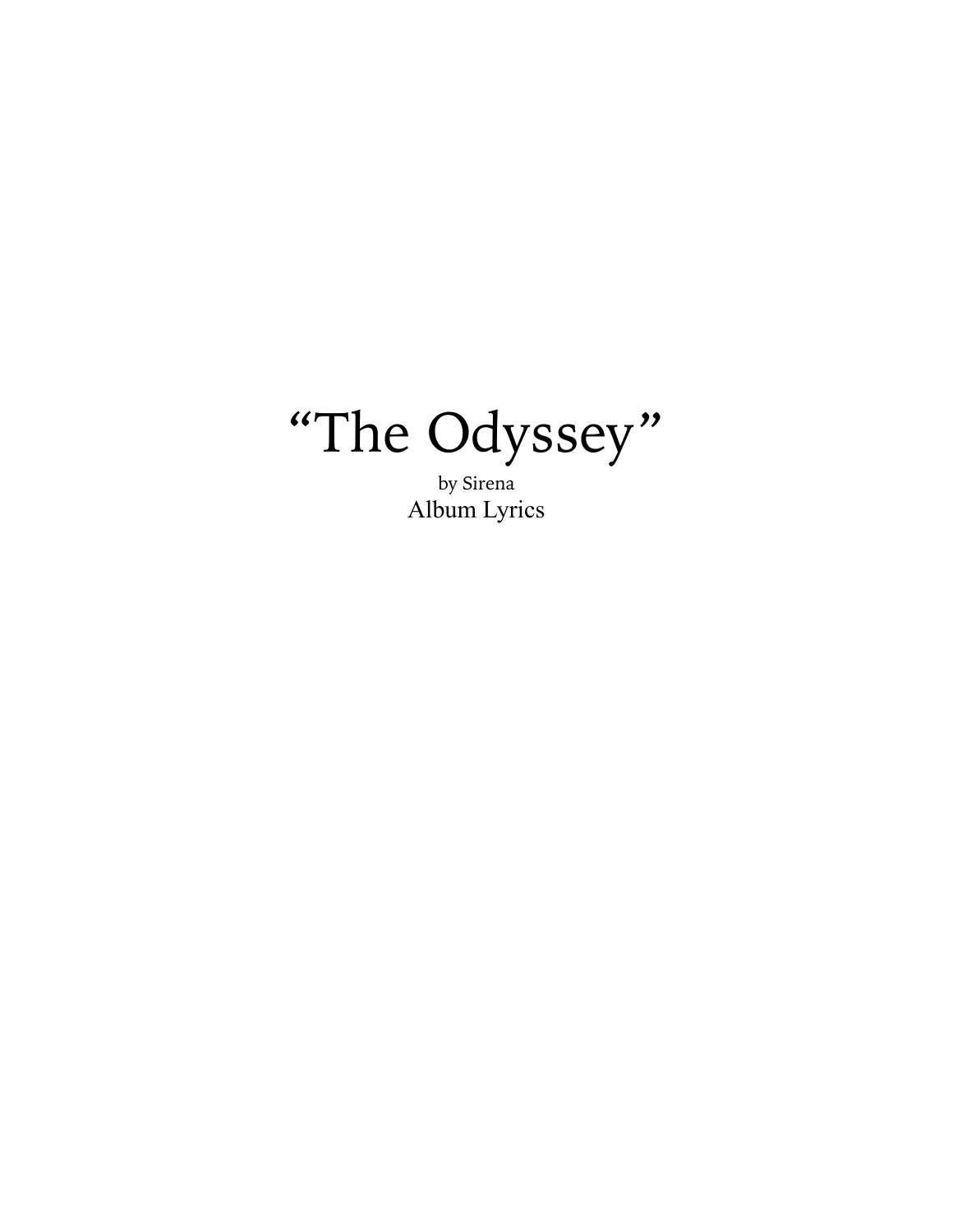# "The Odyssey"

by Sirena

Album Lyrics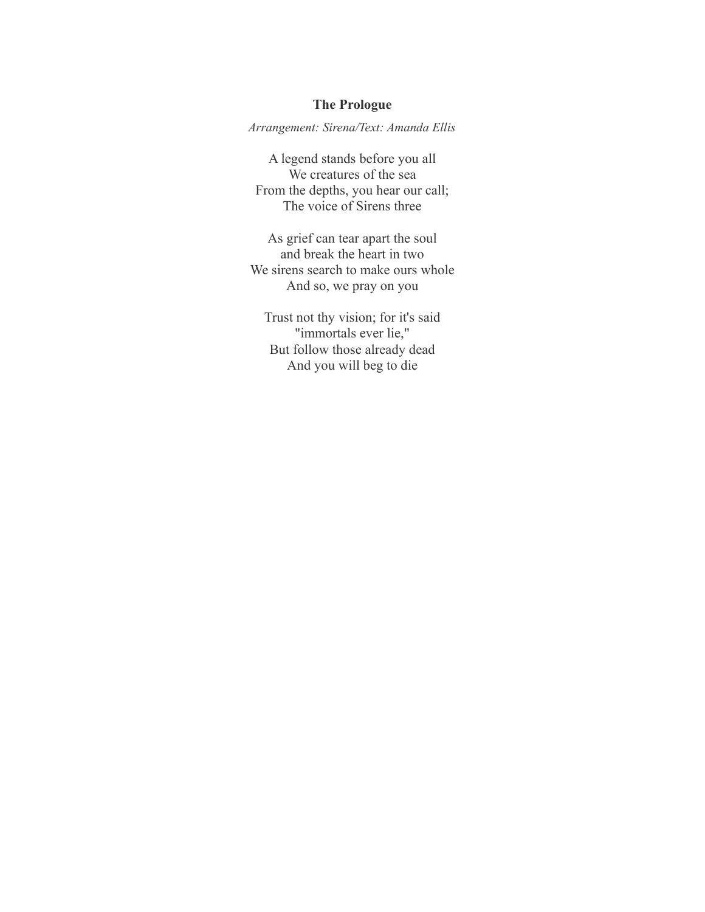**The Prologue**

*Arrangement: Sirena/Text: Amanda Ellis*

A legend stands before you all  
We creatures of the sea  
From the depths, you hear our call;  
The voice of Sirens three

As grief can tear apart the soul  
and break the heart in two  
We sirens search to make ours whole  
And so, we pray on you

Trust not thy vision; for it's said  
"immortals ever lie,"  
But follow those already dead  
And you will beg to die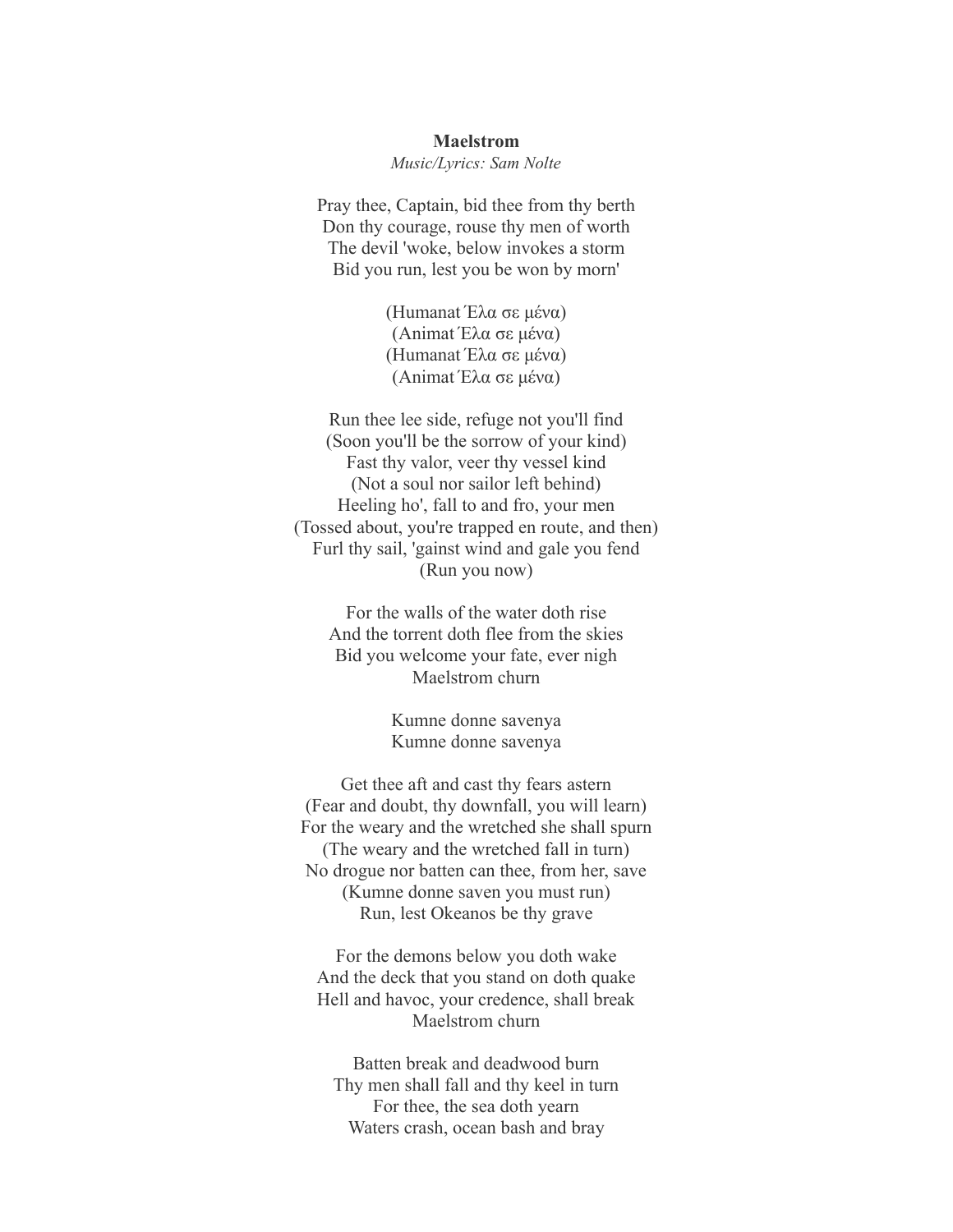**Maelstrom**

*Music/Lyrics: Sam Nolte*

Pray thee, Captain, bid thee from thy berth
Don thy courage, rouse thy men of worth
The devil 'woke, below invokes a storm
Bid you run, lest you be won by morn'

(Humanat Έλα σε μένα)
(Animat Έλα σε μένα)
(Humanat Έλα σε μένα)
(Animat Έλα σε μένα)

Run thee lee side, refuge not you'll find
(Soon you'll be the sorrow of your kind)
Fast thy valor, veer thy vessel kind
(Not a soul nor sailor left behind)
Heeling ho', fall to and fro, your men
(Tossed about, you're trapped en route, and then)
Furl thy sail, 'gainst wind and gale you fend
(Run you now)

For the walls of the water doth rise
And the torrent doth flee from the skies
Bid you welcome your fate, ever nigh
Maelstrom churn

Kumne donne savenya
Kumne donne savenya

Get thee aft and cast thy fears astern
(Fear and doubt, thy downfall, you will learn)
For the weary and the wretched she shall spurn
(The weary and the wretched fall in turn)
No drogue nor batten can thee, from her, save
(Kumne donne saven you must run)
Run, lest Okeanos be thy grave

For the demons below you doth wake
And the deck that you stand on doth quake
Hell and havoc, your credence, shall break
Maelstrom churn

Batten break and deadwood burn
Thy men shall fall and thy keel in turn
For thee, the sea doth yearn
Waters crash, ocean bash and bray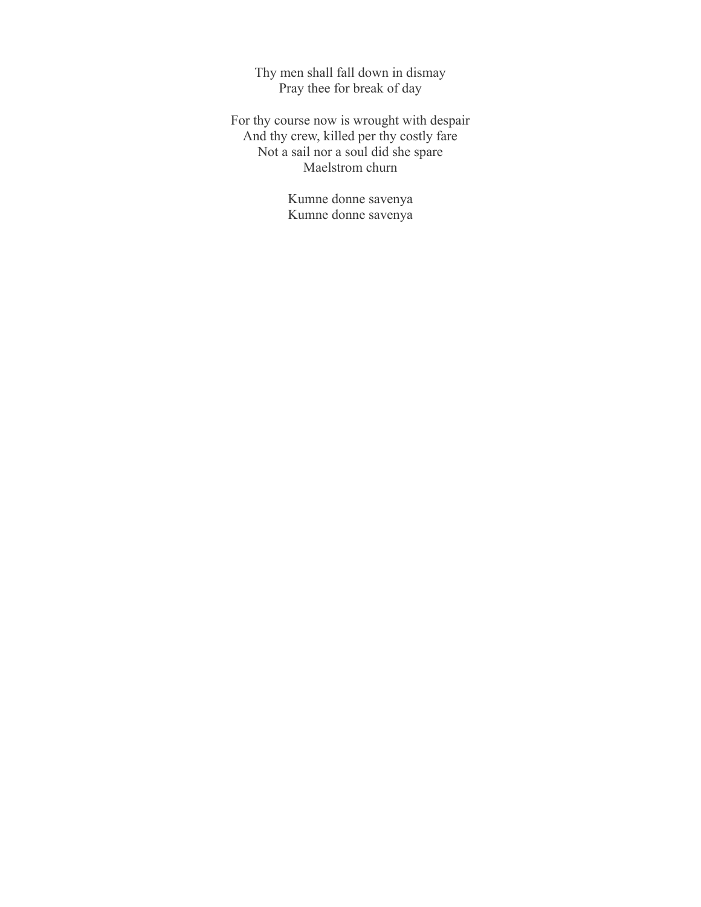Thy men shall fall down in dismay  
Pray thee for break of day

For thy course now is wrought with despair  
And thy crew, killed per thy costly fare  
Not a sail nor a soul did she spare  
Maelstrom churn

Kumne donne savenya  
Kumne donne savenya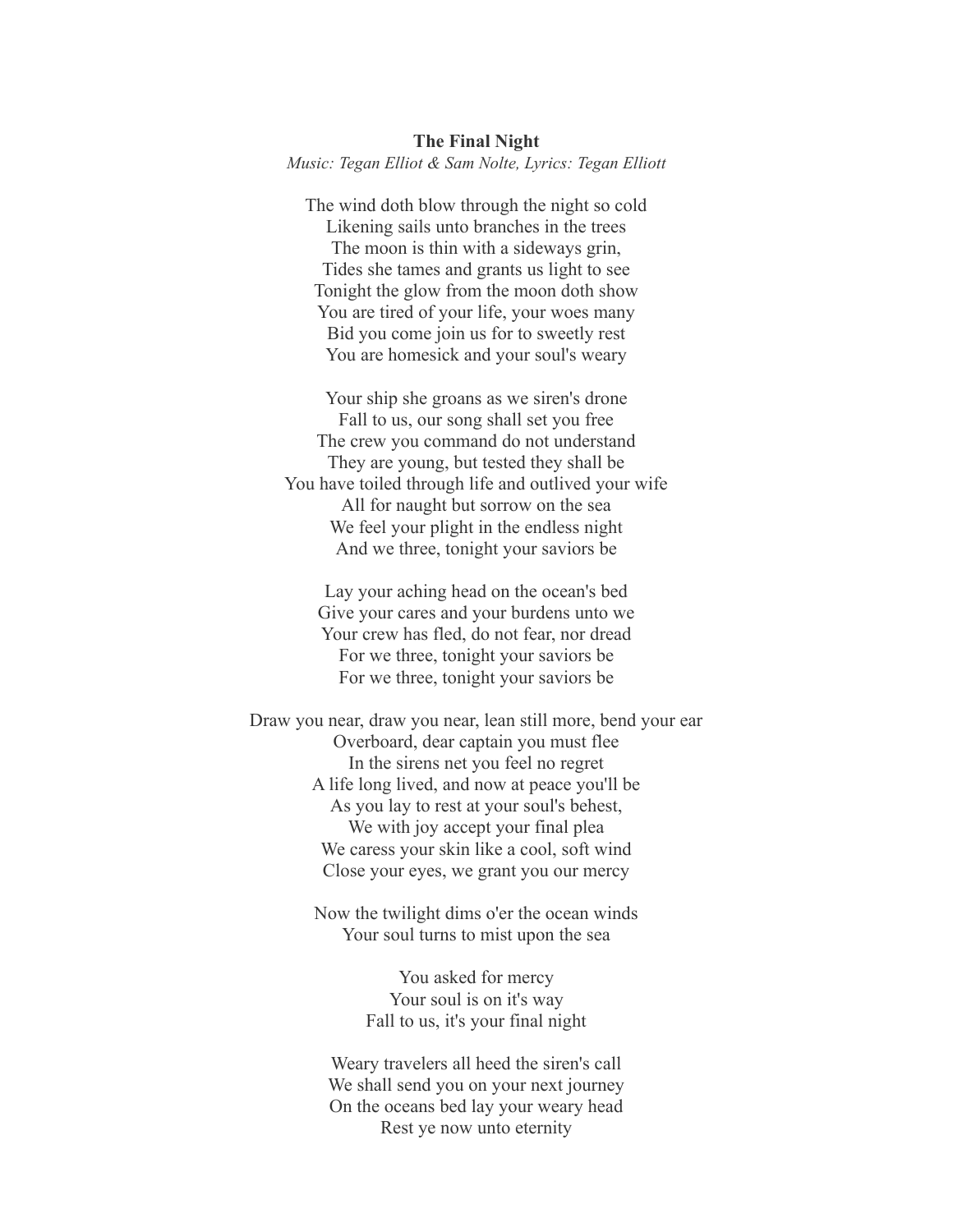**The Final Night**

*Music: Tegan Elliot & Sam Nolte, Lyrics: Tegan Elliott*

The wind doth blow through the night so cold  
Likening sails unto branches in the trees  
The moon is thin with a sideways grin,  
Tides she tames and grants us light to see  
Tonight the glow from the moon doth show  
You are tired of your life, your woes many  
Bid you come join us for to sweetly rest  
You are homesick and your soul's weary

Your ship she groans as we siren's drone  
Fall to us, our song shall set you free  
The crew you command do not understand  
They are young, but tested they shall be  
You have toiled through life and outlived your wife  
All for naught but sorrow on the sea  
We feel your plight in the endless night  
And we three, tonight your saviors be

Lay your aching head on the ocean's bed  
Give your cares and your burdens unto we  
Your crew has fled, do not fear, nor dread  
For we three, tonight your saviors be  
For we three, tonight your saviors be

Draw you near, draw you near, lean still more, bend your ear  
Overboard, dear captain you must flee  
In the sirens net you feel no regret  
A life long lived, and now at peace you'll be  
As you lay to rest at your soul's behest,  
We with joy accept your final plea  
We caress your skin like a cool, soft wind  
Close your eyes, we grant you our mercy

Now the twilight dims o'er the ocean winds  
Your soul turns to mist upon the sea

You asked for mercy  
Your soul is on it's way  
Fall to us, it's your final night

Weary travelers all heed the siren's call  
We shall send you on your next journey  
On the oceans bed lay your weary head  
Rest ye now unto eternity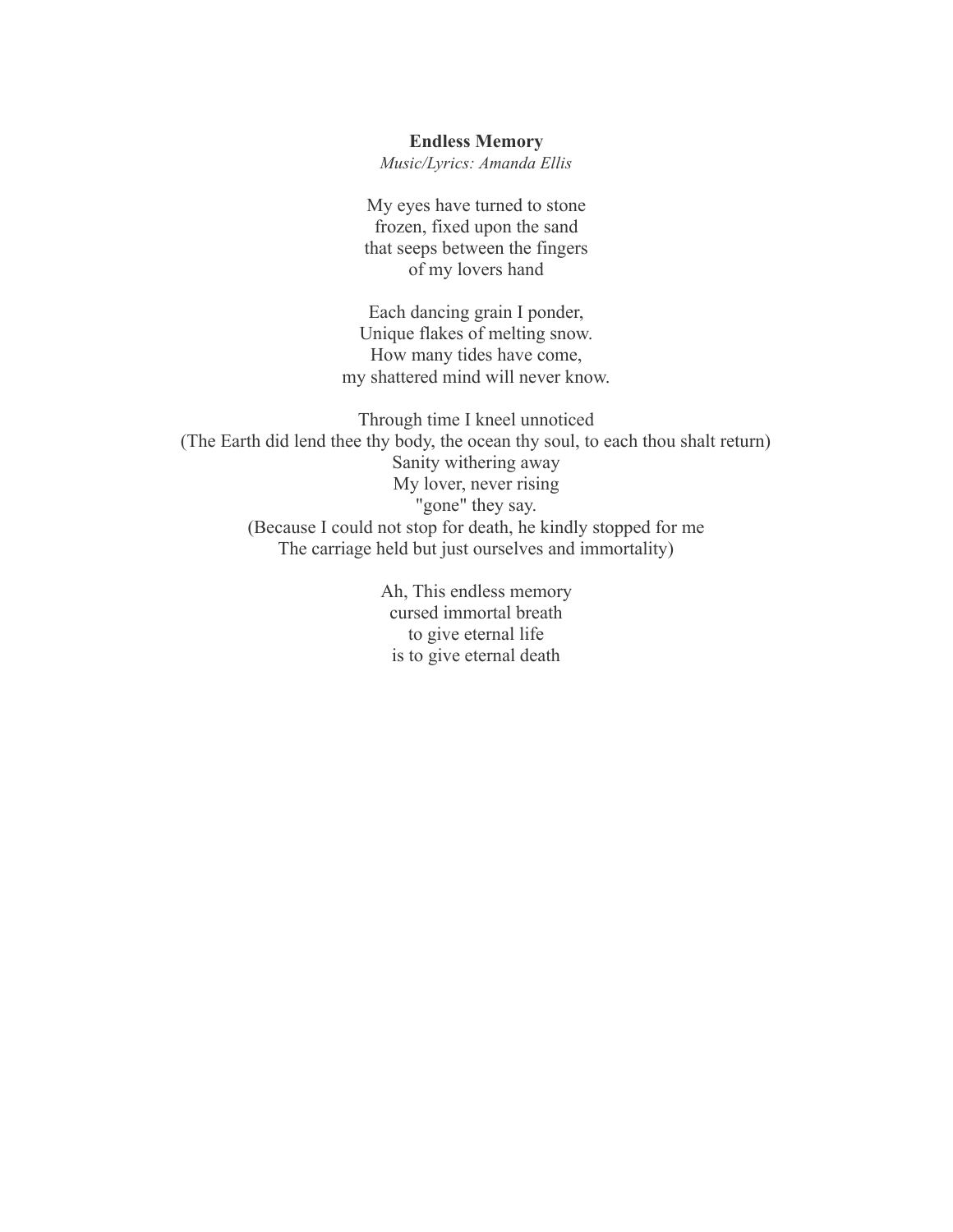**Endless Memory**

*Music/Lyrics: Amanda Ellis*

My eyes have turned to stone
frozen, fixed upon the sand
that seeps between the fingers
of my lovers hand

Each dancing grain I ponder,
Unique flakes of melting snow.
How many tides have come,
my shattered mind will never know.

Through time I kneel unnoticed
(The Earth did lend thee thy body, the ocean thy soul, to each thou shalt return)
Sanity withering away
My lover, never rising
"gone" they say.
(Because I could not stop for death, he kindly stopped for me
The carriage held but just ourselves and immortality)

Ah, This endless memory
cursed immortal breath
to give eternal life
is to give eternal death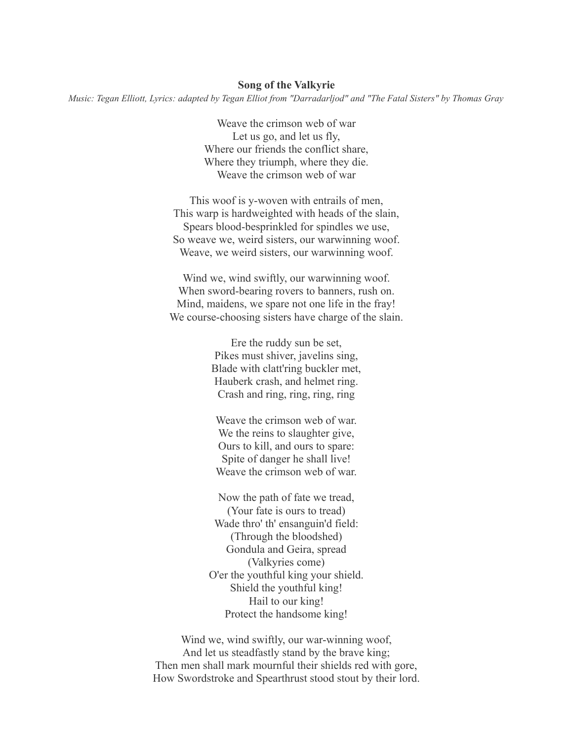**Song of the Valkyrie**

*Music: Tegan Elliott, Lyrics: adapted by Tegan Elliot from "Darradarljod" and "The Fatal Sisters" by Thomas Gray*

Weave the crimson web of war  
Let us go, and let us fly,  
Where our friends the conflict share,  
Where they triumph, where they die.  
Weave the crimson web of war

This woof is y-woven with entrails of men,  
This warp is hardweighted with heads of the slain,  
Spears blood-besprinkled for spindles we use,  
So weave we, weird sisters, our warwinning woof.  
Weave, we weird sisters, our warwinning woof.

Wind we, wind swiftly, our warwinning woof.  
When sword-bearing rovers to banners, rush on.  
Mind, maidens, we spare not one life in the fray!  
We course-choosing sisters have charge of the slain.

Ere the ruddy sun be set,  
Pikes must shiver, javelins sing,  
Blade with clatt'ring buckler met,  
Hauberk crash, and helmet ring.  
Crash and ring, ring, ring, ring

Weave the crimson web of war.  
We the reins to slaughter give,  
Ours to kill, and ours to spare:  
Spite of danger he shall live!  
Weave the crimson web of war.

Now the path of fate we tread,  
(Your fate is ours to tread)  
Wade thro' th' ensanguin'd field:  
(Through the bloodshed)  
Gondula and Geira, spread  
(Valkyries come)  
O'er the youthful king your shield.  
Shield the youthful king!  
Hail to our king!  
Protect the handsome king!

Wind we, wind swiftly, our war-winning woof,  
And let us steadfastly stand by the brave king;  
Then men shall mark mournful their shields red with gore,  
How Swordstroke and Spearthrust stood stout by their lord.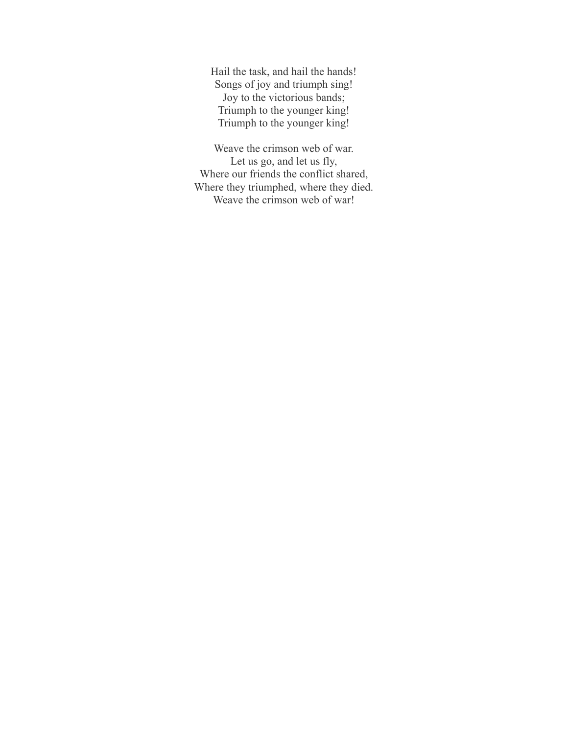Hail the task, and hail the hands!  
Songs of joy and triumph sing!  
Joy to the victorious bands;  
Triumph to the younger king!  
Triumph to the younger king!

Weave the crimson web of war.  
Let us go, and let us fly,  
Where our friends the conflict shared,  
Where they triumphed, where they died.  
Weave the crimson web of war!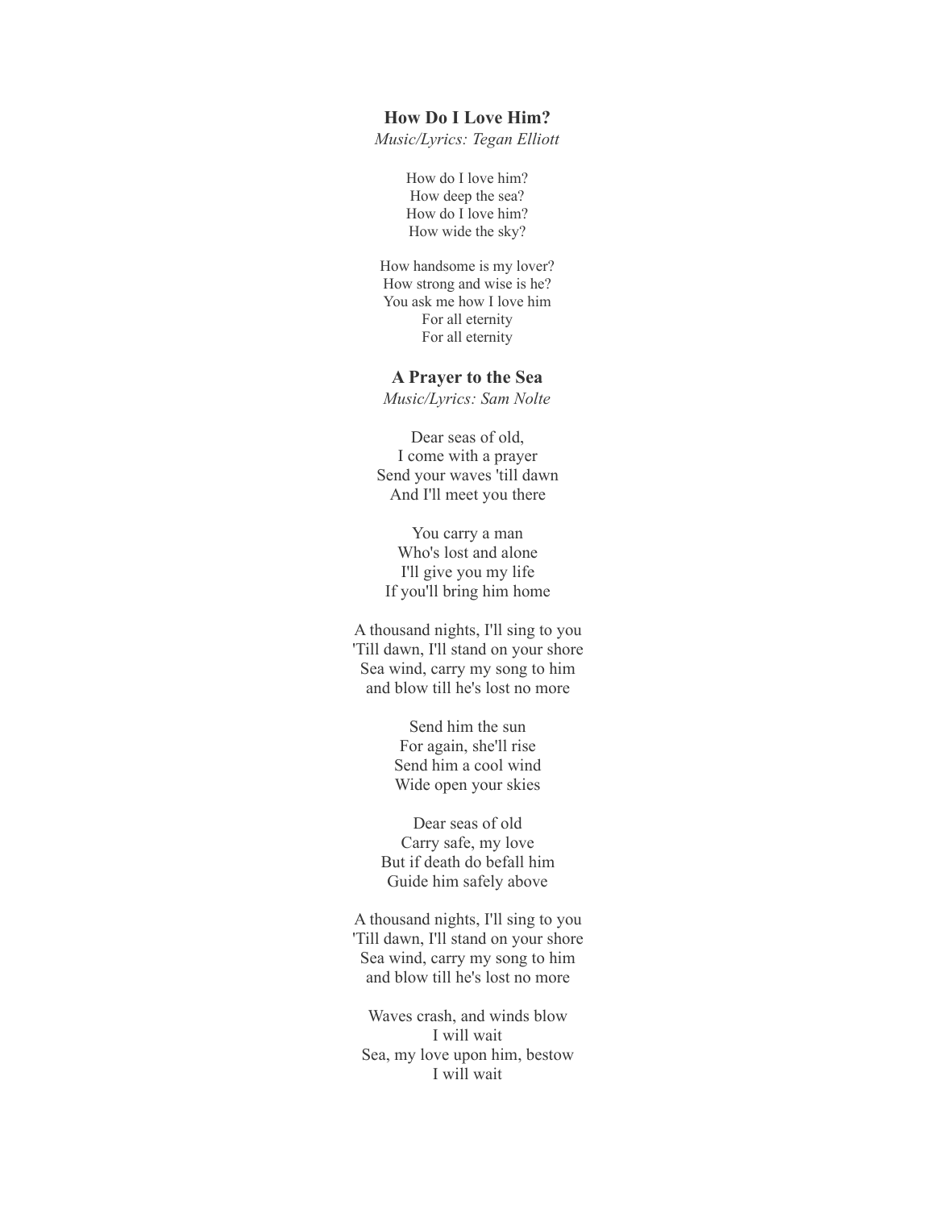**How Do I Love Him?**

*Music/Lyrics: Tegan Elliott*

How do I love him?
How deep the sea?
How do I love him?
How wide the sky?

How handsome is my lover?
How strong and wise is he?
You ask me how I love him
For all eternity
For all eternity

**A Prayer to the Sea**

*Music/Lyrics: Sam Nolte*

Dear seas of old,
I come with a prayer
Send your waves 'till dawn
And I'll meet you there

You carry a man
Who's lost and alone
I'll give you my life
If you'll bring him home

A thousand nights, I'll sing to you
'Till dawn, I'll stand on your shore
Sea wind, carry my song to him
and blow till he's lost no more

Send him the sun
For again, she'll rise
Send him a cool wind
Wide open your skies

Dear seas of old
Carry safe, my love
But if death do befall him
Guide him safely above

A thousand nights, I'll sing to you
'Till dawn, I'll stand on your shore
Sea wind, carry my song to him
and blow till he's lost no more

Waves crash, and winds blow
I will wait
Sea, my love upon him, bestow
I will wait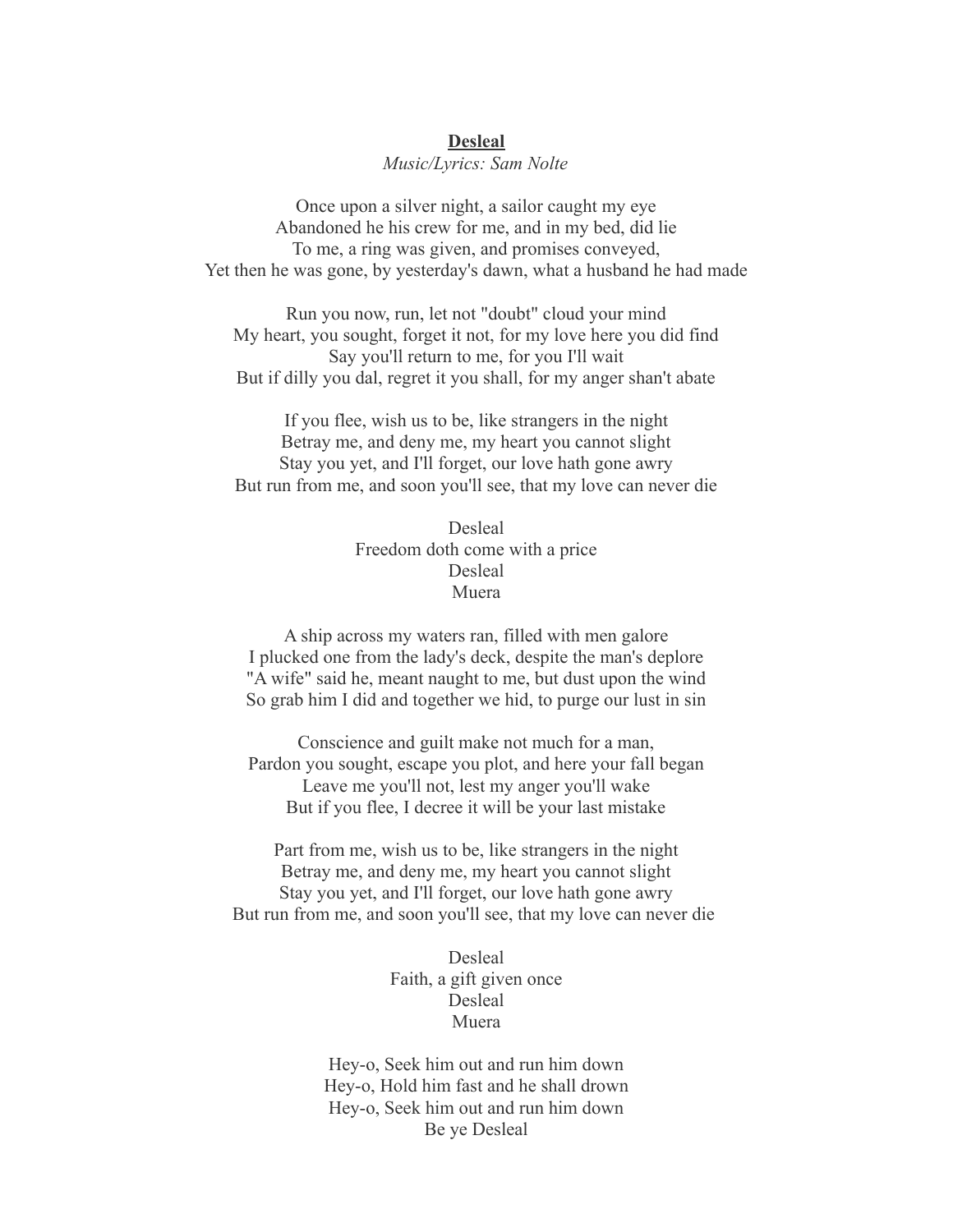**Desleal**

*Music/Lyrics: Sam Nolte*

Once upon a silver night, a sailor caught my eye
Abandoned he his crew for me, and in my bed, did lie
To me, a ring was given, and promises conveyed,
Yet then he was gone, by yesterday's dawn, what a husband he had made

Run you now, run, let not "doubt" cloud your mind
My heart, you sought, forget it not, for my love here you did find
Say you'll return to me, for you I'll wait
But if dilly you dal, regret it you shall, for my anger shan't abate

If you flee, wish us to be, like strangers in the night
Betray me, and deny me, my heart you cannot slight
Stay you yet, and I'll forget, our love hath gone awry
But run from me, and soon you'll see, that my love can never die

Desleal
Freedom doth come with a price
Desleal
Muera

A ship across my waters ran, filled with men galore
I plucked one from the lady's deck, despite the man's deplore
"A wife" said he, meant naught to me, but dust upon the wind
So grab him I did and together we hid, to purge our lust in sin

Conscience and guilt make not much for a man,
Pardon you sought, escape you plot, and here your fall began
Leave me you'll not, lest my anger you'll wake
But if you flee, I decree it will be your last mistake

Part from me, wish us to be, like strangers in the night
Betray me, and deny me, my heart you cannot slight
Stay you yet, and I'll forget, our love hath gone awry
But run from me, and soon you'll see, that my love can never die

Desleal
Faith, a gift given once
Desleal
Muera

Hey-o, Seek him out and run him down
Hey-o, Hold him fast and he shall drown
Hey-o, Seek him out and run him down
Be ye Desleal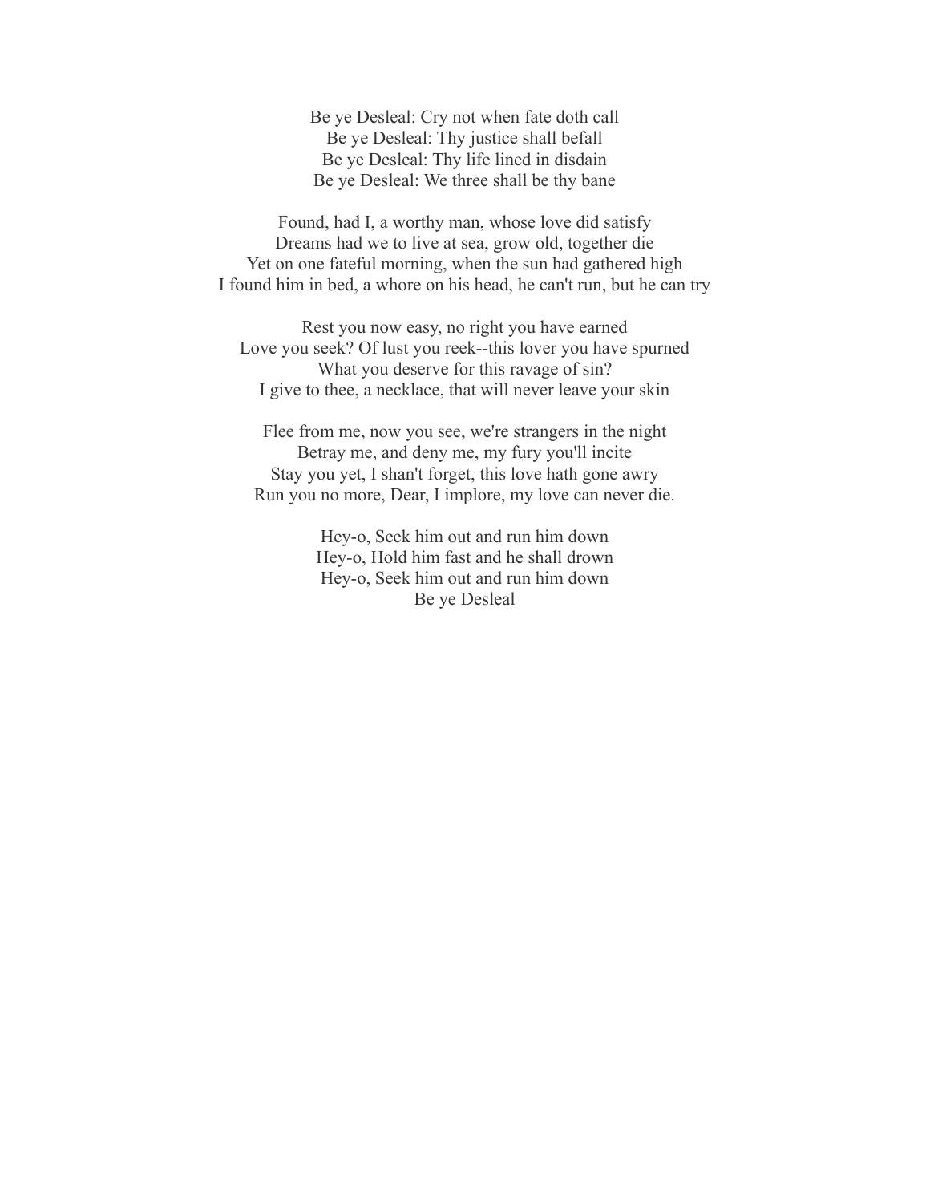Be ye Desleal: Cry not when fate doth call  
Be ye Desleal: Thy justice shall befall  
Be ye Desleal: Thy life lined in disdain  
Be ye Desleal: We three shall be thy bane

Found, had I, a worthy man, whose love did satisfy  
Dreams had we to live at sea, grow old, together die  
Yet on one fateful morning, when the sun had gathered high  
I found him in bed, a whore on his head, he can't run, but he can try

Rest you now easy, no right you have earned  
Love you seek? Of lust you reek--this lover you have spurned  
What you deserve for this ravage of sin?  
I give to thee, a necklace, that will never leave your skin

Flee from me, now you see, we're strangers in the night  
Betray me, and deny me, my fury you'll incite  
Stay you yet, I shan't forget, this love hath gone awry  
Run you no more, Dear, I implore, my love can never die.

Hey-o, Seek him out and run him down  
Hey-o, Hold him fast and he shall drown  
Hey-o, Seek him out and run him down  
Be ye Desleal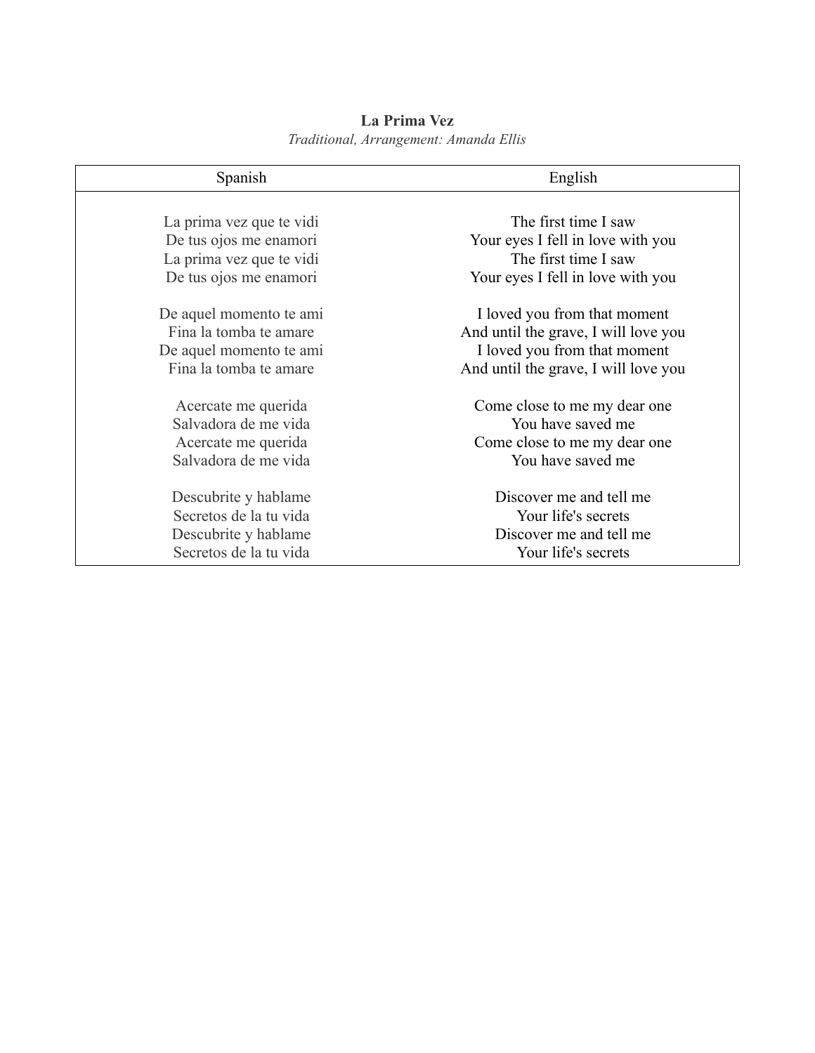**La Prima Vez**

*Traditional, Arrangement: Amanda Ellis*

| Spanish | English |
|---|---|
| La prima vez que te vidi<br>De tus ojos me enamori<br>La prima vez que te vidi<br>De tus ojos me enamori | The first time I saw<br>Your eyes I fell in love with you<br>The first time I saw<br>Your eyes I fell in love with you |
| De aquel momento te ami<br>Fina la tomba te amare<br>De aquel momento te ami<br>Fina la tomba te amare | I loved you from that moment<br>And until the grave, I will love you<br>I loved you from that moment<br>And until the grave, I will love you |
| Acercate me querida<br>Salvadora de me vida<br>Acercate me querida<br>Salvadora de me vida | Come close to me my dear one<br>You have saved me<br>Come close to me my dear one<br>You have saved me |
| Descubrite y hablame<br>Secretos de la tu vida<br>Descubrite y hablame<br>Secretos de la tu vida | Discover me and tell me<br>Your life's secrets<br>Discover me and tell me<br>Your life's secrets |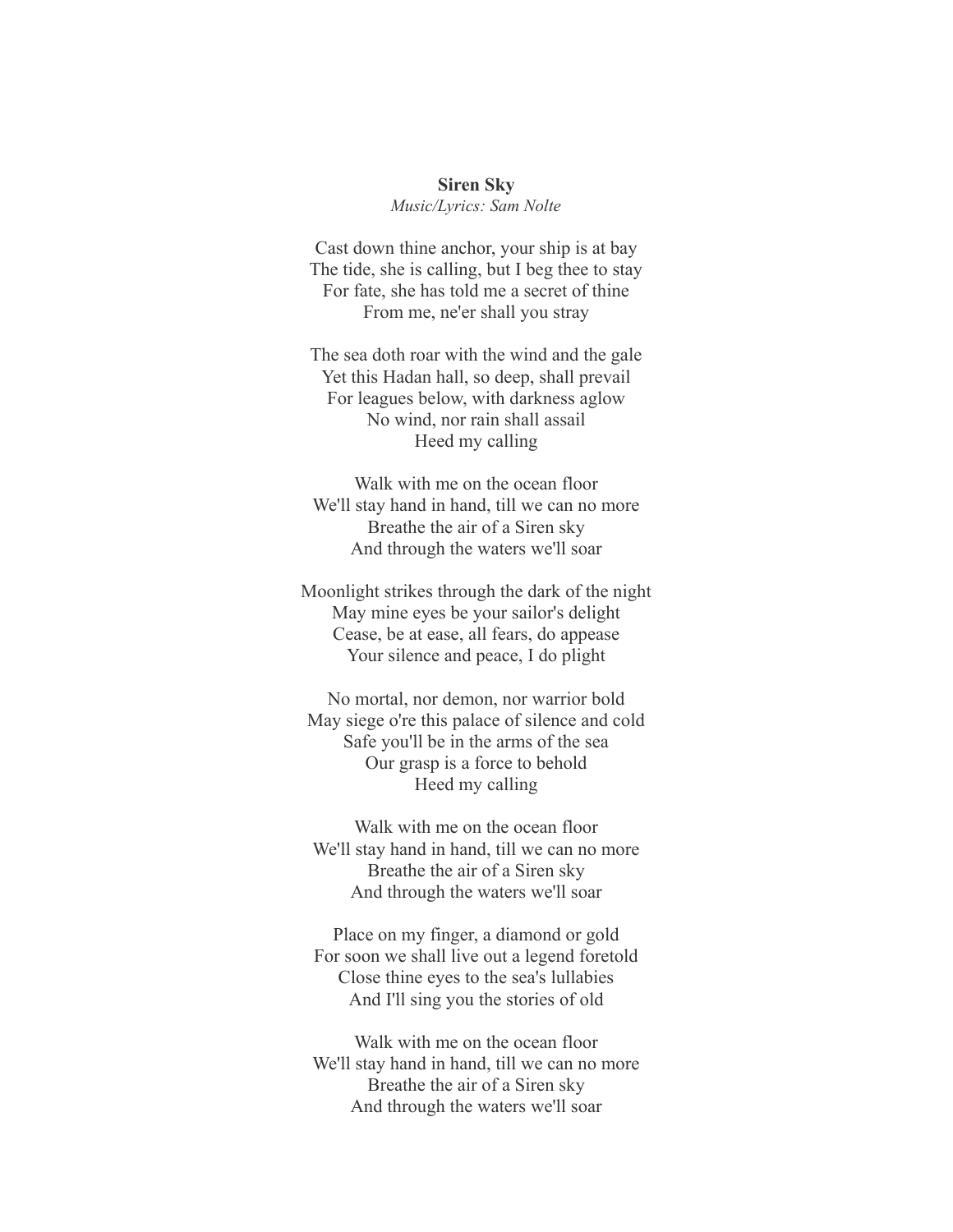**Siren Sky**

*Music/Lyrics: Sam Nolte*

Cast down thine anchor, your ship is at bay
The tide, she is calling, but I beg thee to stay
For fate, she has told me a secret of thine
From me, ne'er shall you stray

The sea doth roar with the wind and the gale
Yet this Hadan hall, so deep, shall prevail
For leagues below, with darkness aglow
No wind, nor rain shall assail
Heed my calling

Walk with me on the ocean floor
We'll stay hand in hand, till we can no more
Breathe the air of a Siren sky
And through the waters we'll soar

Moonlight strikes through the dark of the night
May mine eyes be your sailor's delight
Cease, be at ease, all fears, do appease
Your silence and peace, I do plight

No mortal, nor demon, nor warrior bold
May siege o're this palace of silence and cold
Safe you'll be in the arms of the sea
Our grasp is a force to behold
Heed my calling

Walk with me on the ocean floor
We'll stay hand in hand, till we can no more
Breathe the air of a Siren sky
And through the waters we'll soar

Place on my finger, a diamond or gold
For soon we shall live out a legend foretold
Close thine eyes to the sea's lullabies
And I'll sing you the stories of old

Walk with me on the ocean floor
We'll stay hand in hand, till we can no more
Breathe the air of a Siren sky
And through the waters we'll soar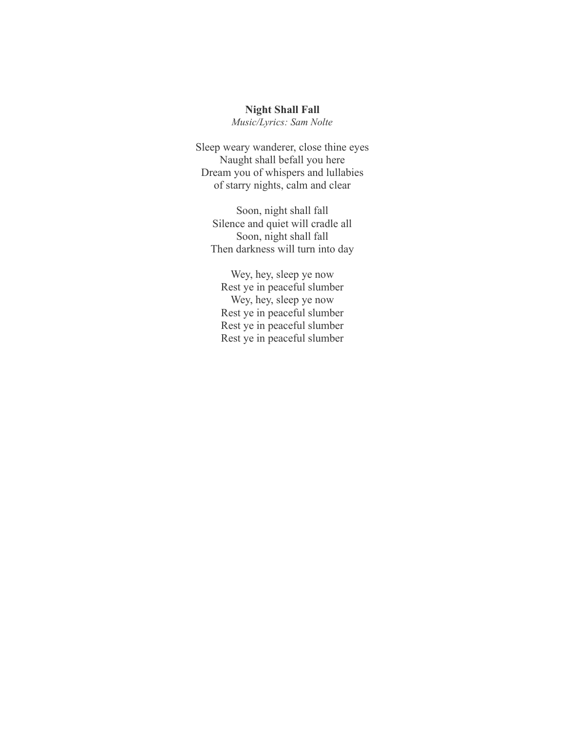**Night Shall Fall**

*Music/Lyrics: Sam Nolte*

Sleep weary wanderer, close thine eyes
Naught shall befall you here
Dream you of whispers and lullabies
of starry nights, calm and clear

Soon, night shall fall
Silence and quiet will cradle all
Soon, night shall fall
Then darkness will turn into day

Wey, hey, sleep ye now
Rest ye in peaceful slumber
Wey, hey, sleep ye now
Rest ye in peaceful slumber
Rest ye in peaceful slumber
Rest ye in peaceful slumber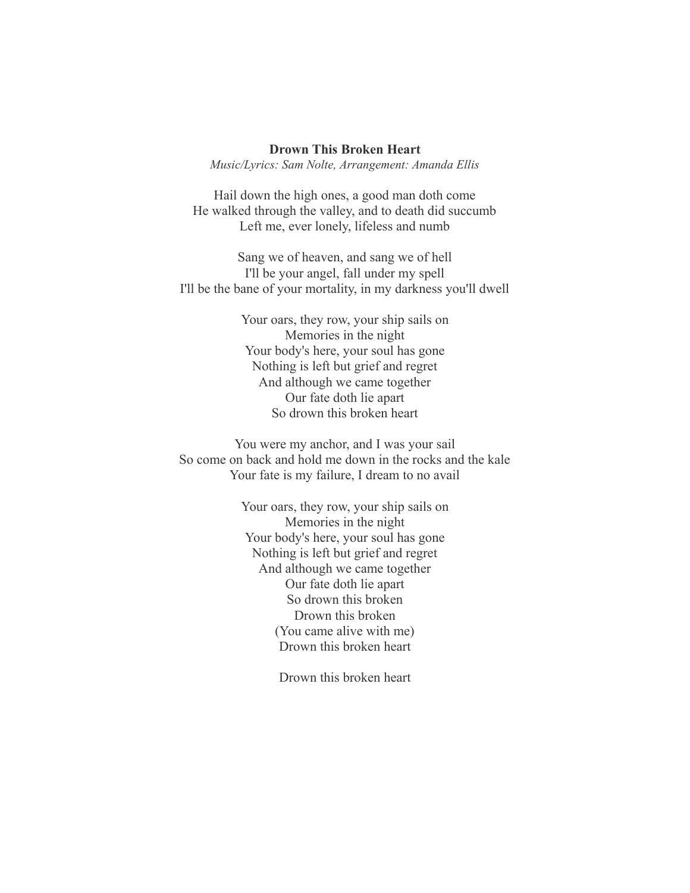**Drown This Broken Heart**

*Music/Lyrics: Sam Nolte, Arrangement: Amanda Ellis*

Hail down the high ones, a good man doth come  
He walked through the valley, and to death did succumb  
Left me, ever lonely, lifeless and numb

Sang we of heaven, and sang we of hell  
I'll be your angel, fall under my spell  
I'll be the bane of your mortality, in my darkness you'll dwell

Your oars, they row, your ship sails on  
Memories in the night  
Your body's here, your soul has gone  
Nothing is left but grief and regret  
And although we came together  
Our fate doth lie apart  
So drown this broken heart

You were my anchor, and I was your sail  
So come on back and hold me down in the rocks and the kale  
Your fate is my failure, I dream to no avail

Your oars, they row, your ship sails on  
Memories in the night  
Your body's here, your soul has gone  
Nothing is left but grief and regret  
And although we came together  
Our fate doth lie apart  
So drown this broken  
Drown this broken  
(You came alive with me)  
Drown this broken heart

Drown this broken heart